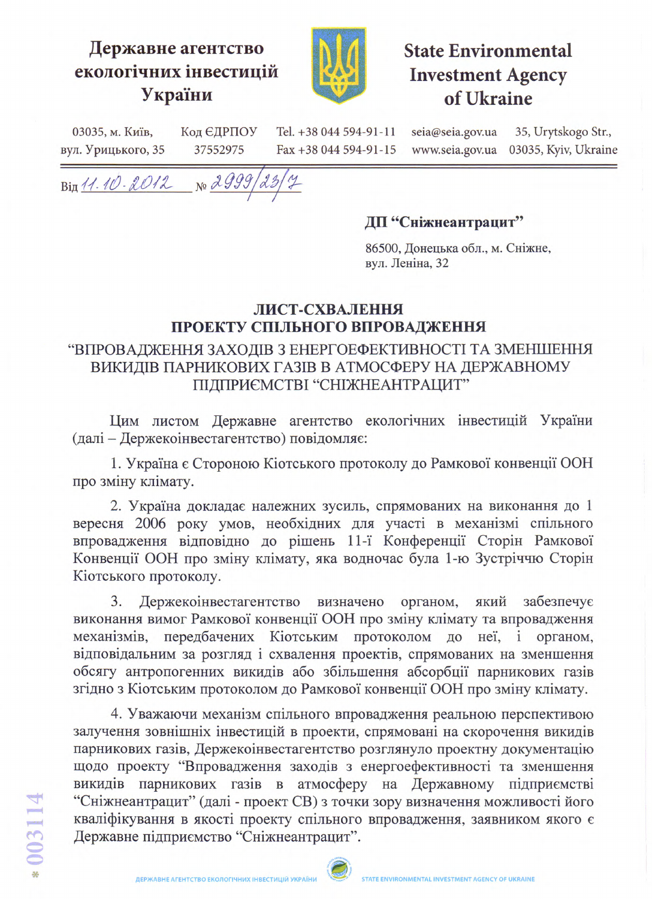**Державне агентство екологічних інвестицій України**

**State Environmental Investment Agency of Ukraine**

| 03035, м. Київ, вул. Урицького, 35 | Код ЄДРПОУ 37552975 | Tel. +38 044 594-91-11 Fax +38 044 594-91-15 | seia@seia.gov.ua www.seia.gov.ua | 35, Urytskogo Str., 03035, Kyiv, Ukraine |
| --- | --- | --- | --- | --- |

Від *11.10.2012* № *2999/23/7*

**ДП "Сніжнеантрацит"**

86500, Донецька обл., м. Сніжне,
вул. Леніна, 32

## ЛИСТ-СХВАЛЕННЯ ПРОЕКТУ СПІЛЬНОГО ВПРОВАДЖЕННЯ

### "ВПРОВАДЖЕННЯ ЗАХОДІВ З ЕНЕРГОЕФЕКТИВНОСТІ ТА ЗМЕНШЕННЯ ВИКИДІВ ПАРНИКОВИХ ГАЗІВ В АТМОСФЕРУ НА ДЕРЖАВНОМУ ПІДПРИЄМСТВІ "СНІЖНЕАНТРАЦИТ"

Цим листом Державне агентство екологічних інвестицій України (далі – Держекоінвестагентство) повідомляє:

1. Україна є Стороною Кіотського протоколу до Рамкової конвенції ООН про зміну клімату.

2. Україна докладає належних зусиль, спрямованих на виконання до 1 вересня 2006 року умов, необхідних для участі в механізмі спільного впровадження відповідно до рішень 11-ї Конференції Сторін Рамкової Конвенції ООН про зміну клімату, яка водночас була 1-ю Зустріччю Сторін Кіотського протоколу.

3. Держекоінвестагентство визначено органом, який забезпечує виконання вимог Рамкової конвенції ООН про зміну клімату та впровадження механізмів, передбачених Кіотським протоколом до неї, і органом, відповідальним за розгляд і схвалення проектів, спрямованих на зменшення обсягу антропогенних викидів або збільшення абсорбції парникових газів згідно з Кіотським протоколом до Рамкової конвенції ООН про зміну клімату.

4. Уважаючи механізм спільного впровадження реальною перспективою залучення зовнішніх інвестицій в проекти, спрямовані на скорочення викидів парникових газів, Держекоінвестагентство розглянуло проектну документацію щодо проекту "Впровадження заходів з енергоефективності та зменшення викидів парникових газів в атмосферу на Державному підприємстві "Сніжнеантрацит" (далі - проект СВ) з точки зору визначення можливості його кваліфікування в якості проекту спільного впровадження, заявником якого є Державне підприємство "Сніжнеантрацит".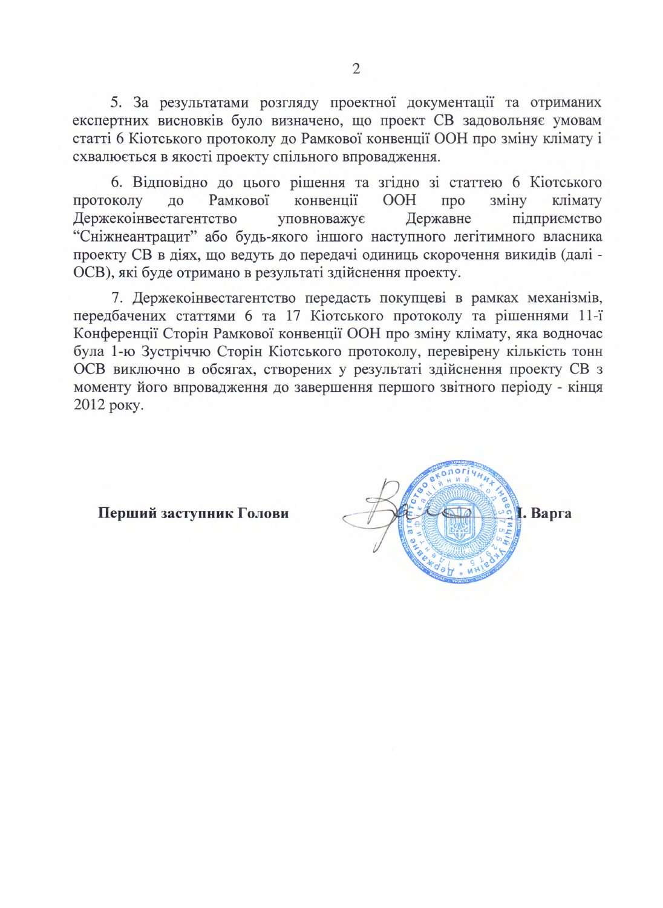5. За результатами розгляду проектної документації та отриманих експертних висновків було визначено, що проект СВ задовольняє умовам статті 6 Кіотського протоколу до Рамкової конвенції ООН про зміну клімату і схвалюється в якості проекту спільного впровадження.

6. Відповідно до цього рішення та згідно зі статтею 6 Кіотського протоколу до Рамкової конвенції ООН про зміну клімату Держекоінвестагентство уповноважує Державне підприємство "Сніжнеантрацит" або будь-якого іншого наступного легітимного власника проекту СВ в діях, що ведуть до передачі одиниць скорочення викидів (далі - ОСВ), які буде отримано в результаті здійснення проекту.

7. Держекоінвестагентство передасть покупцеві в рамках механізмів, передбачених статтями 6 та 17 Кіотського протоколу та рішеннями 11-ї Конференції Сторін Рамкової конвенції ООН про зміну клімату, яка водночас була 1-ю Зустріччю Сторін Кіотського протоколу, перевірену кількість тонн ОСВ виключно в обсягах, створених у результаті здійснення проекту СВ з моменту його впровадження до завершення першого звітного періоду - кінця 2012 року.

**Перший заступник Голови** **І. Варга**